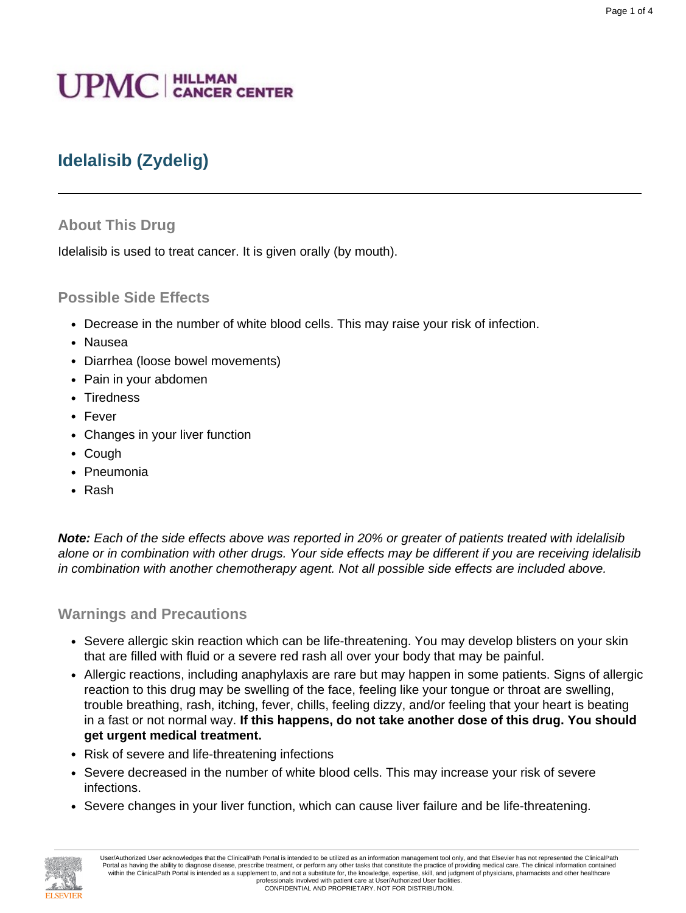UPMC | HILLMAN CANCER CENTER

# Idelalisib (Zydelig)

---

## About This Drug

Idelalisib is used to treat cancer. It is given orally (by mouth).

## Possible Side Effects

- Decrease in the number of white blood cells. This may raise your risk of infection.
- Nausea
- Diarrhea (loose bowel movements)
- Pain in your abdomen
- Tiredness
- Fever
- Changes in your liver function
- Cough
- Pneumonia
- Rash

***Note:*** *Each of the side effects above was reported in 20% or greater of patients treated with idelalisib alone or in combination with other drugs. Your side effects may be different if you are receiving idelalisib in combination with another chemotherapy agent. Not all possible side effects are included above.*

## Warnings and Precautions

- Severe allergic skin reaction which can be life-threatening. You may develop blisters on your skin that are filled with fluid or a severe red rash all over your body that may be painful.
- Allergic reactions, including anaphylaxis are rare but may happen in some patients. Signs of allergic reaction to this drug may be swelling of the face, feeling like your tongue or throat are swelling, trouble breathing, rash, itching, fever, chills, feeling dizzy, and/or feeling that your heart is beating in a fast or not normal way. **If this happens, do not take another dose of this drug. You should get urgent medical treatment.**
- Risk of severe and life-threatening infections
- Severe decreased in the number of white blood cells. This may increase your risk of severe infections.
- Severe changes in your liver function, which can cause liver failure and be life-threatening.

User/Authorized User acknowledges that the ClinicalPath Portal is intended to be utilized as an information management tool only, and that Elsevier has not represented the ClinicalPath Portal as having the ability to diagnose disease, prescribe treatment, or perform any other tasks that constitute the practice of providing medical care. The clinical information contained within the ClinicalPath Portal is intended as a supplement to, and not a substitute for, the knowledge, expertise, skill, and judgment of physicians, pharmacists and other healthcare professionals involved with patient care at User/Authorized User facilities.
CONFIDENTIAL AND PROPRIETARY. NOT FOR DISTRIBUTION.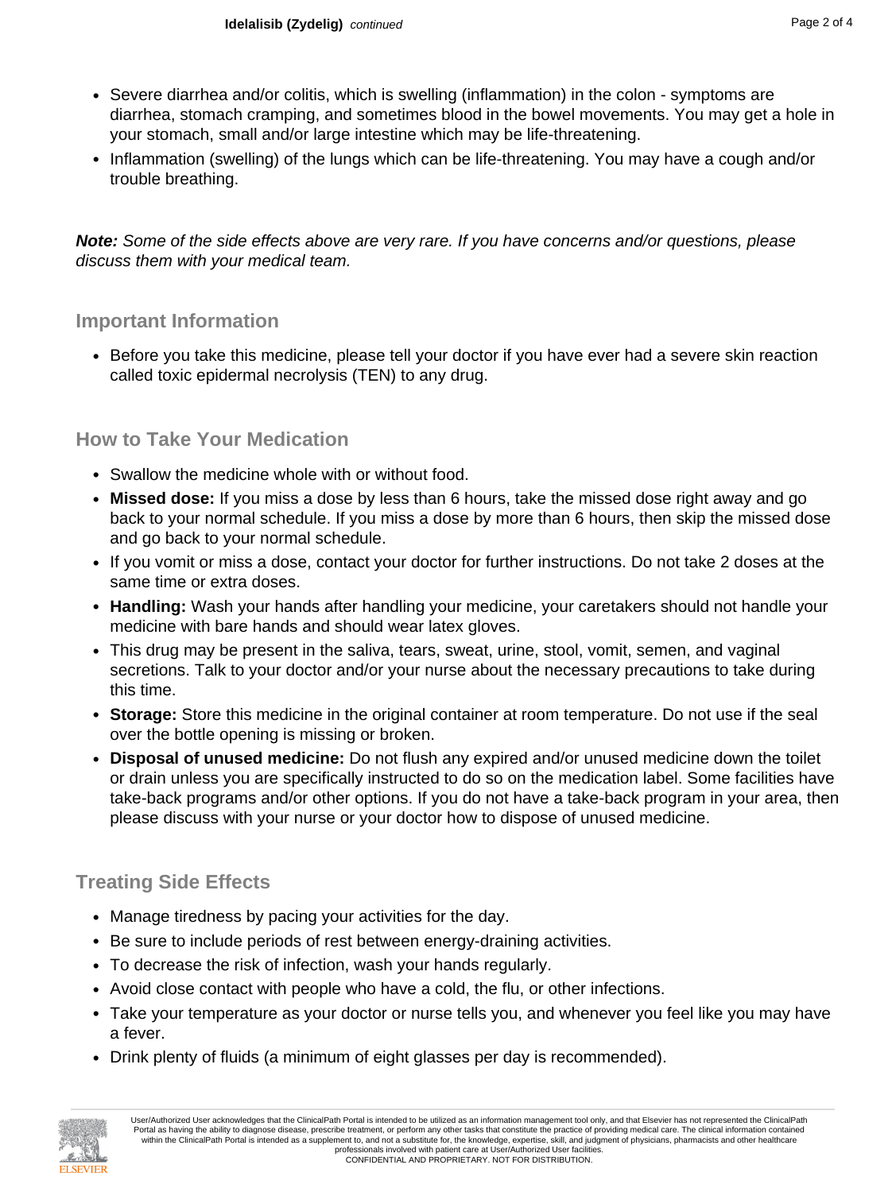- Severe diarrhea and/or colitis, which is swelling (inflammation) in the colon - symptoms are diarrhea, stomach cramping, and sometimes blood in the bowel movements. You may get a hole in your stomach, small and/or large intestine which may be life-threatening.
- Inflammation (swelling) of the lungs which can be life-threatening. You may have a cough and/or trouble breathing.

***Note:*** *Some of the side effects above are very rare. If you have concerns and/or questions, please discuss them with your medical team.*

## Important Information

- Before you take this medicine, please tell your doctor if you have ever had a severe skin reaction called toxic epidermal necrolysis (TEN) to any drug.

## How to Take Your Medication

- Swallow the medicine whole with or without food.
- **Missed dose:** If you miss a dose by less than 6 hours, take the missed dose right away and go back to your normal schedule. If you miss a dose by more than 6 hours, then skip the missed dose and go back to your normal schedule.
- If you vomit or miss a dose, contact your doctor for further instructions. Do not take 2 doses at the same time or extra doses.
- **Handling:** Wash your hands after handling your medicine, your caretakers should not handle your medicine with bare hands and should wear latex gloves.
- This drug may be present in the saliva, tears, sweat, urine, stool, vomit, semen, and vaginal secretions. Talk to your doctor and/or your nurse about the necessary precautions to take during this time.
- **Storage:** Store this medicine in the original container at room temperature. Do not use if the seal over the bottle opening is missing or broken.
- **Disposal of unused medicine:** Do not flush any expired and/or unused medicine down the toilet or drain unless you are specifically instructed to do so on the medication label. Some facilities have take-back programs and/or other options. If you do not have a take-back program in your area, then please discuss with your nurse or your doctor how to dispose of unused medicine.

## Treating Side Effects

- Manage tiredness by pacing your activities for the day.
- Be sure to include periods of rest between energy-draining activities.
- To decrease the risk of infection, wash your hands regularly.
- Avoid close contact with people who have a cold, the flu, or other infections.
- Take your temperature as your doctor or nurse tells you, and whenever you feel like you may have a fever.
- Drink plenty of fluids (a minimum of eight glasses per day is recommended).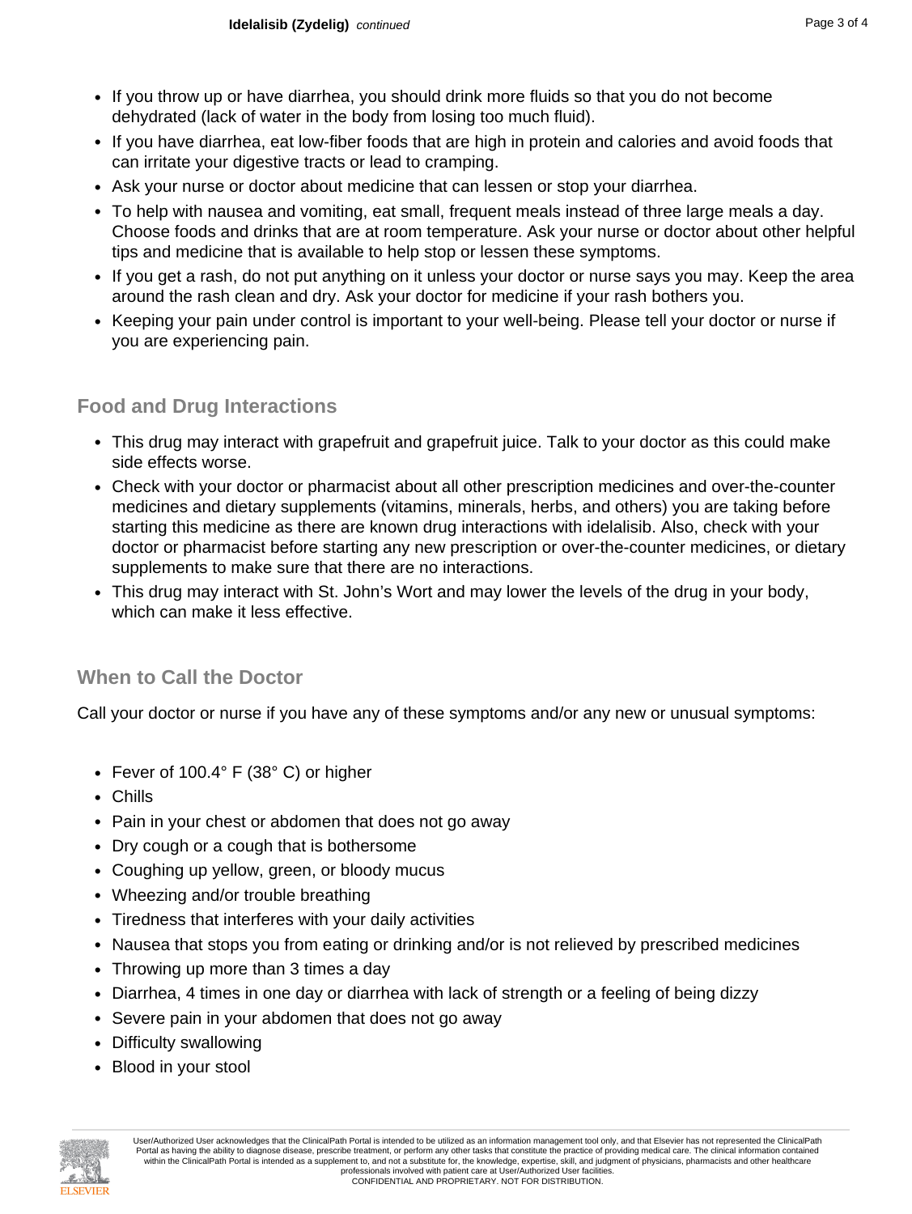- If you throw up or have diarrhea, you should drink more fluids so that you do not become dehydrated (lack of water in the body from losing too much fluid).
- If you have diarrhea, eat low-fiber foods that are high in protein and calories and avoid foods that can irritate your digestive tracts or lead to cramping.
- Ask your nurse or doctor about medicine that can lessen or stop your diarrhea.
- To help with nausea and vomiting, eat small, frequent meals instead of three large meals a day. Choose foods and drinks that are at room temperature. Ask your nurse or doctor about other helpful tips and medicine that is available to help stop or lessen these symptoms.
- If you get a rash, do not put anything on it unless your doctor or nurse says you may. Keep the area around the rash clean and dry. Ask your doctor for medicine if your rash bothers you.
- Keeping your pain under control is important to your well-being. Please tell your doctor or nurse if you are experiencing pain.

## Food and Drug Interactions

- This drug may interact with grapefruit and grapefruit juice. Talk to your doctor as this could make side effects worse.
- Check with your doctor or pharmacist about all other prescription medicines and over-the-counter medicines and dietary supplements (vitamins, minerals, herbs, and others) you are taking before starting this medicine as there are known drug interactions with idelalisib. Also, check with your doctor or pharmacist before starting any new prescription or over-the-counter medicines, or dietary supplements to make sure that there are no interactions.
- This drug may interact with St. John's Wort and may lower the levels of the drug in your body, which can make it less effective.

## When to Call the Doctor

Call your doctor or nurse if you have any of these symptoms and/or any new or unusual symptoms:

- Fever of 100.4° F (38° C) or higher
- Chills
- Pain in your chest or abdomen that does not go away
- Dry cough or a cough that is bothersome
- Coughing up yellow, green, or bloody mucus
- Wheezing and/or trouble breathing
- Tiredness that interferes with your daily activities
- Nausea that stops you from eating or drinking and/or is not relieved by prescribed medicines
- Throwing up more than 3 times a day
- Diarrhea, 4 times in one day or diarrhea with lack of strength or a feeling of being dizzy
- Severe pain in your abdomen that does not go away
- Difficulty swallowing
- Blood in your stool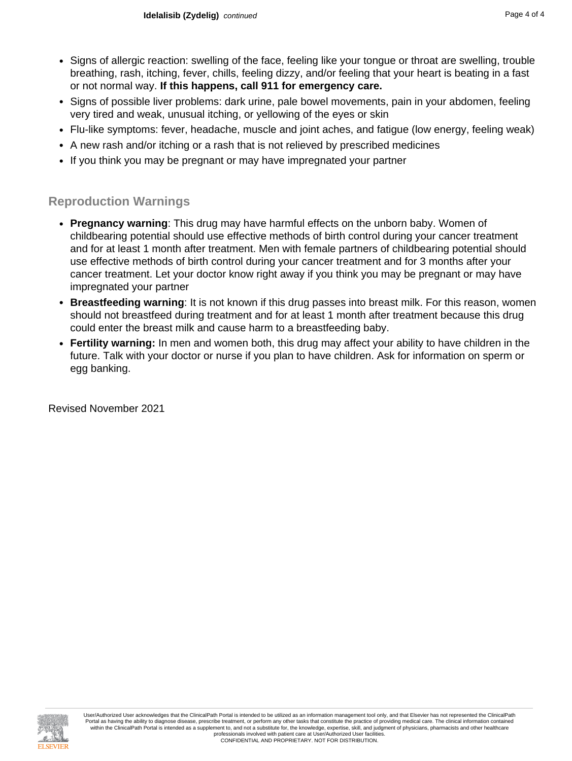- Signs of allergic reaction: swelling of the face, feeling like your tongue or throat are swelling, trouble breathing, rash, itching, fever, chills, feeling dizzy, and/or feeling that your heart is beating in a fast or not normal way. **If this happens, call 911 for emergency care.**
- Signs of possible liver problems: dark urine, pale bowel movements, pain in your abdomen, feeling very tired and weak, unusual itching, or yellowing of the eyes or skin
- Flu-like symptoms: fever, headache, muscle and joint aches, and fatigue (low energy, feeling weak)
- A new rash and/or itching or a rash that is not relieved by prescribed medicines
- If you think you may be pregnant or may have impregnated your partner

## Reproduction Warnings

- **Pregnancy warning**: This drug may have harmful effects on the unborn baby. Women of childbearing potential should use effective methods of birth control during your cancer treatment and for at least 1 month after treatment. Men with female partners of childbearing potential should use effective methods of birth control during your cancer treatment and for 3 months after your cancer treatment. Let your doctor know right away if you think you may be pregnant or may have impregnated your partner
- **Breastfeeding warning**: It is not known if this drug passes into breast milk. For this reason, women should not breastfeed during treatment and for at least 1 month after treatment because this drug could enter the breast milk and cause harm to a breastfeeding baby.
- **Fertility warning:** In men and women both, this drug may affect your ability to have children in the future. Talk with your doctor or nurse if you plan to have children. Ask for information on sperm or egg banking.

Revised November 2021